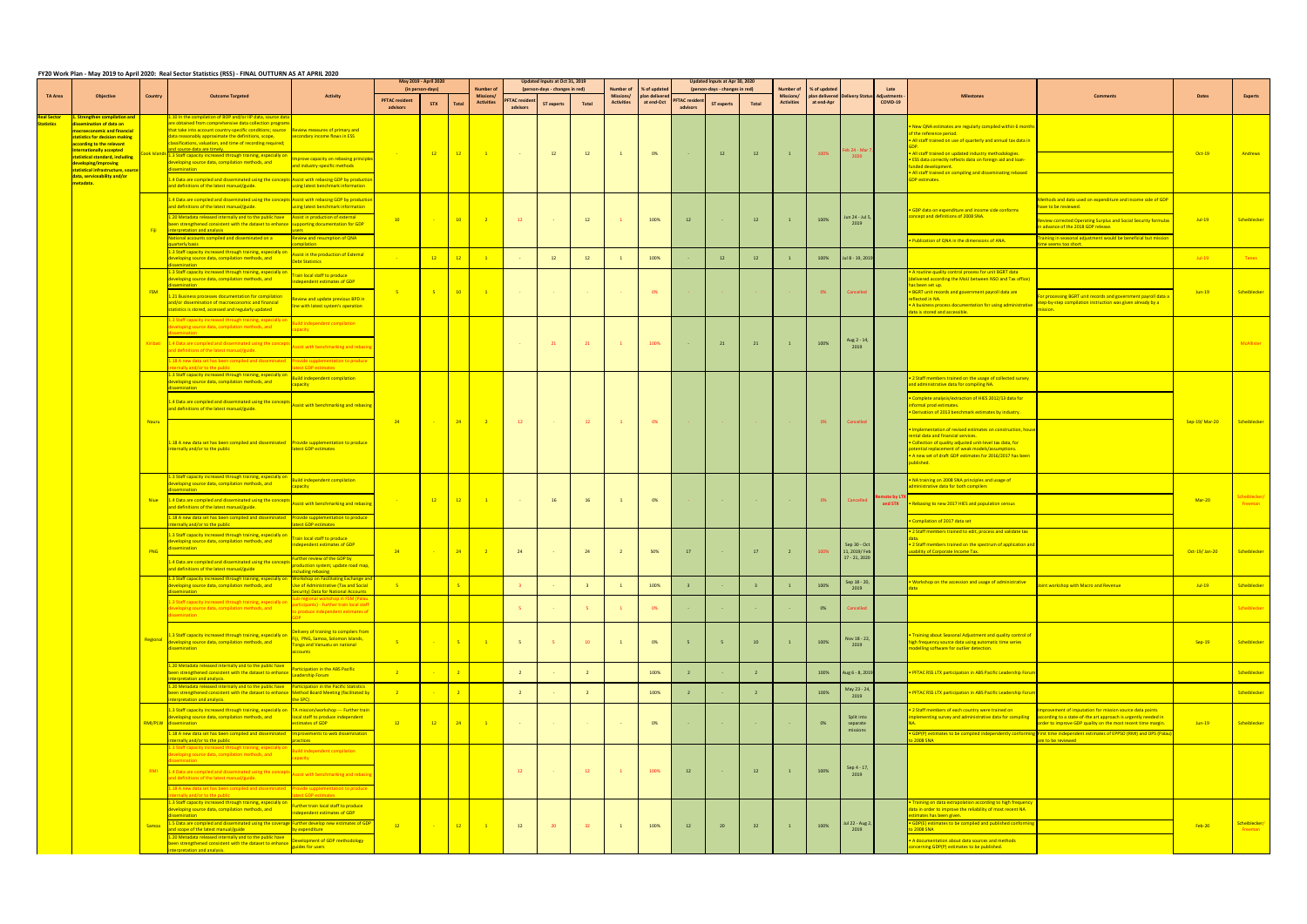## FY20 Work Plan - May 2019 to April 2020: Real Sector Statistics (RSS) - FINAL OUTTURN AS AT APRIL 2020

| TA Area | Objective | Country | Outcome Targeted | Activity | May 2019 - April 2020 (in person-days) PFTAC resident advisors | STX | Total | Number of Missions/ Activities | Updated Inputs at Oct 31, 2019 (person-days - changes in red) PFTAC resident advisors | ST experts | Total | Number of Missions/ Activities | % of updated plan delivered at end-Oct | Updated Inputs at Apr 30, 2020 (person-days - changes in red) PFTAC resident advisors | ST experts | Total | Number of Missions/ Activities | % of updated plan delivered at end-Apr | Delivery Status | Late Adjustments - COVID-19 | Milestones | Comments | Dates | Experts |
|---|---|---|---|---|---|---|---|---|---|---|---|---|---|---|---|---|---|---|---|---|---|---|---|---|
| Real Sector Statistics | 1. Strengthen compilation and dissemination of data on macroeconomic and financial statistics for decision making according to the relevant internationally accepted statistical standard, including developing/improving statistical infrastructure, source data, serviceability and/or metadata. | Cook Islands | 1.10 In the compilation of BOP and/or IIP data, source data are obtained from comprehensive data collection programs that take into account country-specific conditions; source data reasonably approximate the definitions, scope, classifications, valuation, and time of recording required; and source data are timely.<br>1.3 Staff capacity increased through training, especially on developing source data, compilation methods, and dissemination<br>1.4 Data are compiled and disseminated using the concepts and definitions of the latest manual/guide. | Review measures of primary and secondary income flows in ESS<br>Improve capacity on rebasing principles and industry-specific methods<br>Assist with rebasing GDP by production using latest benchmark information | - | 12 | 12 | 1 | - | 12 | 12 | 1 | 0% | - | 12 | 12 | 1 | 100% | Feb 24 - Mar 7, 2020 | | • New QNA estimates are regularly compiled within 6 months of the reference period.<br>• All staff trained on use of quarterly and annual tax data in GDP.<br>• All staff trained on updated industry methodologies.<br>• ESS data correctly reflects data on foreign aid and loan-funded development.<br>• All staff trained on compiling and disseminating rebased GDP estimates. | | Oct-19 | Andrews |
| | | Fiji | 1.4 Data are compiled and disseminated using the concepts and definitions of the latest manual/guide.<br>1.20 Metadata released internally and to the public have been strengthened consistent with the dataset to enhance interpretation and analysis<br>National accounts compiled and disseminated on a quarterly basis | Assist with rebasing GDP by production using latest benchmark information<br>Assist in production of external supporting documentation for GDP users<br>Review and resumption of QNA compilation | 10 | - | 10 | 2 | 12 | - | 12 | 1 | 100% | 12 | - | 12 | 1 | 100% | Jun 24 - Jul 5, 2019 | | • GDP data on expenditure and income side conforms concept and definitions of 2008 SNA.<br>• Publication of QNA in the dimensions of ANA. | Methods and data used on expenditure and income side of GDP have to be reviewed.<br>Review corrected Operating Surplus and Social Security formulas in advance of the 2018 GDP release.<br>Training in seasonal adjustment would be beneficial but mission time seems too short. | Jul-19 | Scheiblecker |
| | | | 1.3 Staff capacity increased through training, especially on developing source data, compilation methods, and dissemination | Assist in the production of External Debt Statistics | - | 12 | 12 | 1 | - | 12 | 12 | 1 | 100% | - | 12 | 12 | 1 | 100% | Jul 8 - 19, 2019 | | | | Jul-19 | Temes |
| | | FSM | 1.3 Staff capacity increased through training, especially on developing source data, compilation methods, and dissemination<br>1.21 Business processes documentation for compilation and/or dissemination of macroeconomic and financial statistics is stored, accessed and regularly updated | Train local staff to produce independent estimates of GDP<br>Review and update previous BPD in line with latest system's operation | 5 | 5 | 10 | 1 | - | - | - | - | 0% | - | - | - | - | 0% | Cancelled | | • A routine quality control process for unit BGRT data (delivered according the MoU between NSO and Tax office) has been set up.<br>• BGRT unit records and government payroll data are reflected in NA.<br>• A business process documentation for using administrative data is stored and accessible. | For processing BGRT unit records and government payroll data a step-by-step compilation instruction was given already by a mission. | Jun-19 | Scheiblecker |
| | | Kiribati | 1.3 Staff capacity increased through training, especially on developing source data, compilation methods, and dissemination<br>1.4 Data are compiled and disseminated using the concepts and definitions of the latest manual/guide.<br>1.18 A new data set has been compiled and disseminated internally and/or to the public | Build independent compilation capacity<br>Assist with benchmarking and rebasing<br>Provide supplementation to produce latest GDP estimates | | | | | - | 21 | 21 | 1 | 100% | - | 21 | 21 | 1 | 100% | Aug 2 - 14, 2019 | | | | | McAllister |
| | | Nauru | 1.3 Staff capacity increased through training, especially on developing source data, compilation methods, and dissemination<br>1.4 Data are compiled and disseminated using the concepts and definitions of the latest manual/guide.<br>1.18 A new data set has been compiled and disseminated internally and/or to the public | Build independent compilation capacity<br>Assist with benchmarking and rebasing<br>Provide supplementation to produce latest GDP estimates | 24 | - | 24 | 2 | 12 | - | 12 | 1 | 0% | - | - | - | - | 0% | Cancelled | | • 2 Staff members trained on the usage of collected survey and administrative data for compiling NA.<br>• Complete analysis/extraction of HIES 2012/13 data for informal prod estimates.<br>• Derivation of 2013 benchmark estimates by industry.<br>• Implementation of revised estimates on construction, house rental data and financial services.<br>• Collection of quality adjusted unit-level tax data, for potential replacement of weak models/assumptions.<br>• A new set of draft GDP estimates for 2016/2017 has been published. | | Sep-19/ Mar-20 | Scheiblecker |
| | | Niue | 1.3 Staff capacity increased through training, especially on developing source data, compilation methods, and dissemination<br>1.4 Data are compiled and disseminated using the concepts and definitions of the latest manual/guide.<br>1.18 A new data set has been compiled and disseminated internally and/or to the public | Build independent compilation capacity<br>Assist with benchmarking and rebasing<br>Provide supplementation to produce latest GDP estimates | - | 12 | 12 | 1 | - | 16 | 16 | 1 | 0% | - | - | - | - | 0% | Cancelled | Remote by LTX and STX | • NA training on 2008 SNA principles and usage of administrative data for both compilers<br>• Rebasing to new 2017 HIES and population census<br>• Compilation of 2017 data set | | Mar-20 | Scheiblecker/ Freeman |
| | | PNG | 1.3 Staff capacity increased through training, especially on developing source data, compilation methods, and dissemination<br>1.4 Data are compiled and disseminated using the concepts and definitions of the latest manual/guide | Train local staff to produce independent estimates of GDP<br>Further review of the GDP by production system; update road map, including rebasing | 24 | - | 24 | 2 | 24 | - | 24 | 2 | 50% | 17 | - | 17 | 2 | 100% | Sep 30 - Oct 11, 2019/ Feb 17 - 21, 2020 | | • 2 Staff members trained to edit, process and validate tax data.<br>• 2 Staff members trained on the spectrum of application and usability of Corporate Income Tax. | | Oct-19/ Jan-20 | Scheiblecker |
| | | Regional | 1.3 Staff capacity increased through training, especially on developing source data, compilation methods, and dissemination | Workshop on Facilitating Exchange and Use of Administrative (Tax and Social Security) Data for National Accounts | 5 | | 5 | | 3 | - | 3 | 1 | 100% | 3 | - | 3 | 1 | 100% | Sep 18 - 20, 2019 | | • Workshop on the accession and usage of administrative data | Joint workshop with Macro and Revenue | Jul-19 | Scheiblecker |
| | | | 1.3 Staff capacity increased through training, especially on developing source data, compilation methods, and dissemination | Sub-regional workshop in FSM (Palau participants) - Further train local staff to produce independent estimates of GDP | | | | | 5 | - | 5 | 1 | 0% | - | - | - | - | 0% | Cancelled | | | | | Scheiblecker |
| | | | 1.3 Staff capacity increased through training, especially on developing source data, compilation methods, and dissemination | Delivery of training to compilers from Fiji, PNG, Samoa, Solomon Islands, Tonga and Vanuatu on national accounts | 5 | - | 5 | 1 | 5 | 5 | 10 | 1 | 0% | 5 | 5 | 10 | 1 | 100% | Nov 18 - 22, 2019 | | • Training about Seasonal Adjustment and quality control of high frequency source data using automatic time series modelling software for outlier detection. | | Sep-19 | Scheiblecker |
| | | | 1.20 Metadata released internally and to the public have been strengthened consistent with the dataset to enhance interpretation and analysis. | Participation in the ABS Pacific Leadership Forum | 2 | - | 2 | | 2 | - | 2 | | 100% | 2 | - | 2 | | 100% | Aug 6 - 8, 2019 | | • PFTAC RSS LTX participation in ABS Pacific Leadership Forum | | | Scheiblecker |
| | | | 1.20 Metadata released internally and to the public have been strengthened consistent with the dataset to enhance interpretation and analysis. | Participation in the Pacific Statistics Method Board Meeting (facilitated by the SPC) | 2 | - | 2 | | 2 | - | 2 | | 100% | 2 | - | 2 | | 100% | May 23 - 24, 2019 | | • PFTAC RSS LTX participation in ABS Pacific Leadership Forum | | | Scheiblecker |
| | | RMI/PLW | 1.3 Staff capacity increased through training, especially on developing source data, compilation methods, and dissemination<br>1.18 A new data set has been compiled and disseminated internally and/or to the public | TA mission/workshop --- Further train local staff to produce independent estimates of GDP<br>Improvements to web dissemination practices | 12 | 12 | 24 | 1 | - | - | - | - | 0% | - | - | - | - | 0% | Split into separate missions | | • 2 Staff members of each country were trained on implementing survey and administrative data for compiling NA.<br>• GDP(P) estimates to be compiled independently conforming to 2008 SNA | Improvement of imputation for mission source data points according to a state-of-the art approach is urgently needed in order to improve GDP quality on the most recent time margin.<br>First time independent estimates of EPPSO (RMI) and OPS (Palau) are to be reviewed | Jun-19 | Scheiblecker |
| | | RMI | 1.3 Staff capacity increased through training, especially on developing source data, compilation methods, and dissemination<br>1.4 Data are compiled and disseminated using the concepts and definitions of the latest manual/guide.<br>1.18 A new data set has been compiled and disseminated internally and/or to the public | Build independent compilation capacity<br>Assist with benchmarking and rebasing<br>Provide supplementation to produce latest GDP estimates | | | | | 12 | - | 12 | 1 | 100% | 12 | - | 12 | 1 | 100% | Sep 4 - 17, 2019 | | | | | |
| | | Samoa | 1.3 Staff capacity increased through training, especially on developing source data, compilation methods, and dissemination<br>1.5 Data are compiled and disseminated using the coverage and scope of the latest manual/guide<br>1.20 Metadata released internally and to the public have been strengthened consistent with the dataset to enhance interpretation and analysis. | Further train local staff to produce independent estimates of GDP<br>Further develop new estimates of GDP by expenditure<br>Development of GDP methodology guides for users | 12 | - | 12 | 1 | 12 | 20 | 32 | 1 | 100% | 12 | 20 | 32 | 1 | 100% | Jul 22 - Aug 2, 2019 | | • Training on data extrapolation according to high frequency data in order to improve the reliability of most recent NA estimates has been given.<br>• GDP(E) estimates to be compiled and published conforming to 2008 SNA<br>• A documentation about data sources and methods concerning GDP(P) estimates to be published. | | Feb-20 | Scheiblecker/ Freeman |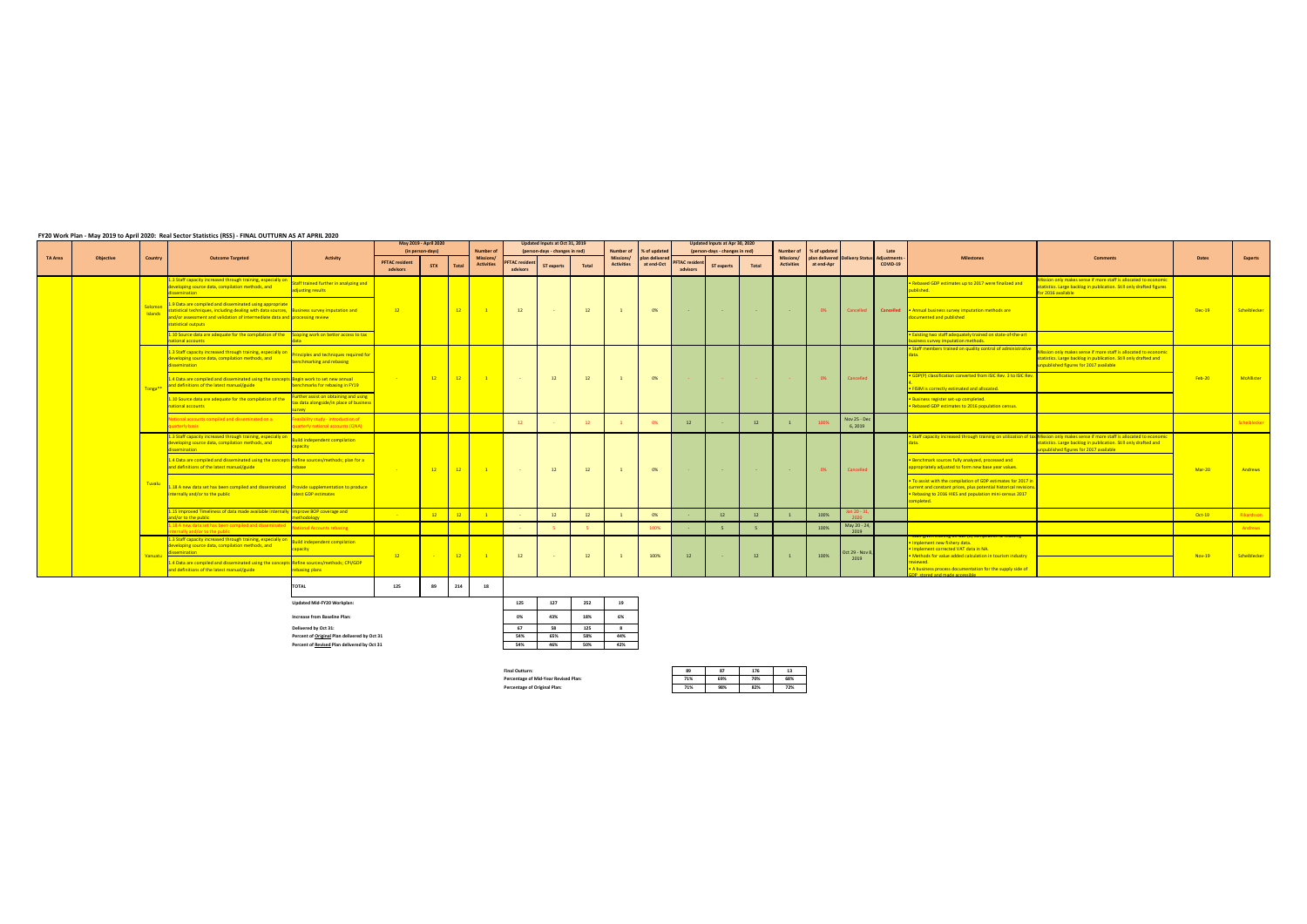**FY20 Work Plan - May 2019 to April 2020: Real Sector Statistics (RSS) - FINAL OUTTURN AS AT APRIL 2020**

| TA Area | Objective | Country | Outcome Targeted | Activity | May 2019 - April 2020 (in person-days) PFTAC resident advisors | STX | Total | Number of Missions/ Activities | Updated inputs at Oct 31, 2019 (person-days - changes in red) PFTAC resident advisors | ST experts | Total | Number of Missions/ Activities | % of updated plan delivered at end-Oct | Updated inputs at Apr 30, 2020 (person-days - changes in red) PFTAC resident advisors | ST experts | Total | Number of Missions/ Activities | % of updated plan delivered at end-Apr | Delivery Status | Late Adjustments - COVID-19 | Milestones | Comments | Dates | Experts |
|---|---|---|---|---|---|---|---|---|---|---|---|---|---|---|---|---|---|---|---|---|---|---|---|---|
| | | Solomon Islands | 1.3 Staff capacity increased through training, especially on developing source data, compilation methods, and dissemination | Staff trained further in analyzing and adjusting results | 12 | | 12 | 1 | 12 | - | 12 | 1 | 0% | - | - | - | - | 0% | Cancelled | Cancelled | • Rebased GDP estimates up to 2017 were finalized and published. | Mission only makes sense if more staff is allocated to economic statistics. Large backlog in publication. Still only drafted figures for 2016 available | Dec-19 | Scheiblecker |
| | | | 1.9 Data are compiled and disseminated using appropriate statistical techniques, including dealing with data sources, and/or assessment and validation of intermediate data and statistical outputs | Business survey imputation and processing review | | | | | | | | | | | | | | | | | • Annual business survey imputation methods are documented and published | | | |
| | | | 1.10 Source data are adequate for the compilation of the national accounts | Scoping work on better access to tax data | | | | | | | | | | | | | | | | | • Existing two staff adequately trained on state-of-the-art business survey imputation methods. | | | |
| | | Tonga** | 1.3 Staff capacity increased through training, especially on developing source data, compilation methods, and dissemination | Principles and techniques required for benchmarking and rebasing | - | 12 | 12 | 1 | - | 12 | 12 | 1 | 0% | - | - | - | - | 0% | Cancelled | | • Staff members trained on quality control of administrative data. | Mission only makes sense if more staff is allocated to economic statistics. Large backlog in publication. Still only drafted and unpublished figures for 2017 available | Feb-20 | McAllister |
| | | | 1.4 Data are compiled and disseminated using the concepts and definitions of the latest manual/guide | Begin work to set new annual benchmarks for rebasing in FY19 | | | | | | | | | | | | | | | | | • GDP(P) classification converted from ISIC Rev. 3 to ISIC Rev. 4. • FISIM is correctly estimated and allocated. | | | |
| | | | 1.10 Source data are adequate for the compilation of the national accounts | Further assist on obtaining and using tax data alongside/in place of business survey | | | | | | | | | | | | | | | | | • Business register set-up completed. • Rebased GDP estimates to 2016 population census. | | | |
| | | | National accounts compiled and disseminated on a quarterly basis | Feasibility study - introduction of quarterly national accounts (QNA) | | | | | 12 | - | 12 | 1 | 0% | 12 | - | 12 | 1 | 100% | Nov 25 - Dec 6, 2019 | | | | | Scheiblecker |
| | | Tuvalu | 1.3 Staff capacity increased through training, especially on developing source data, compilation methods, and dissemination | Build independent compilation capacity | - | 12 | 12 | 1 | - | 12 | 12 | 1 | 0% | - | - | - | - | 0% | Cancelled | | • Staff capacity increased through training on utilization of tax data. | Mission only makes sense if more staff is allocated to economic statistics. Large backlog in publication. Still only drafted and unpublished figures for 2017 available | Mar-20 | Andrews |
| | | | 1.4 Data are compiled and disseminated using the concepts and definitions of the latest manual/guide | Refine sources/methods; plan for a rebase | | | | | | | | | | | | | | | | | • Benchmark sources fully analyzed, processed and appropriately adjusted to form new base year values. | | | |
| | | | 1.18 A new data set has been compiled and disseminated internally and/or to the public | Provide supplementation to produce latest GDP estimates | | | | | | | | | | | | | | | | | • To assist with the compilation of GDP estimates for 2017 in current and constant prices, plus potential historical revisions. • Rebasing to 2016 HIES and population mini-census 2017 completed. | | | |
| | | | 1.15 Improved Timeliness of data made available internally and/or to the public | Improve BOP coverage and methodology | - | 12 | 12 | 1 | - | 12 | 12 | 1 | 0% | - | 12 | 12 | 1 | 100% | Jan 20 - 31, 2020 | | | | Oct-19 | Rikardsson |
| | | | 1.18 A new data set has been compiled and disseminated internally and/or to the public | National Accounts rebasing | | | | | - | 5 | 5 | | 100% | - | 5 | 5 | | 100% | May 20 - 24, 2019 | | | | | Andrews |
| | | Vanuatu | 1.3 Staff capacity increased through training, especially on developing source data, compilation methods, and dissemination | Build independent compilation capacity | 12 | - | 12 | 1 | 12 | - | 12 | 1 | 100% | 12 | - | 12 | 1 | 100% | Oct 29 - Nov 8, 2019 | | • Implement new fishery data. • Implement corrected VAT data in NA. | | Nov-19 | Scheiblecker |
| | | | 1.4 Data are compiled and disseminated using the concepts and definitions of the latest manual/guide | Refine sources/methods; CPI/GDP rebasing plans | | | | | | | | | | | | | | | | | • Methods for value added calculation in tourism industry reviewed. • A business process documentation for the supply side of GDP stored and made accessible | | | |
| | | | | TOTAL | 125 | 89 | 214 | 18 | | | | | | | | | | | | | | | | |

| | PFTAC resident advisors | ST experts | Total | Number of Missions/ Activities |
|---|---|---|---|---|
| Updated Mid-FY20 Workplan: | 125 | 127 | 252 | 19 |
| Increase from Baseline Plan: | 0% | 43% | 18% | 6% |
| Delivered by Oct 31: | 67 | 58 | 125 | 8 |
| Percent of Original Plan delivered by Oct 31 | 54% | 65% | 58% | 44% |
| Percent of Revised Plan delivered by Oct 31 | 54% | 46% | 50% | 42% |

| | PFTAC resident advisors | ST experts | Total | Number of Missions/ Activities |
|---|---|---|---|---|
| Final Outturn: | 89 | 87 | 176 | 13 |
| Percentage of Mid-Year Revised Plan: | 71% | 69% | 70% | 68% |
| Percentage of Original Plan: | 71% | 98% | 82% | 72% |